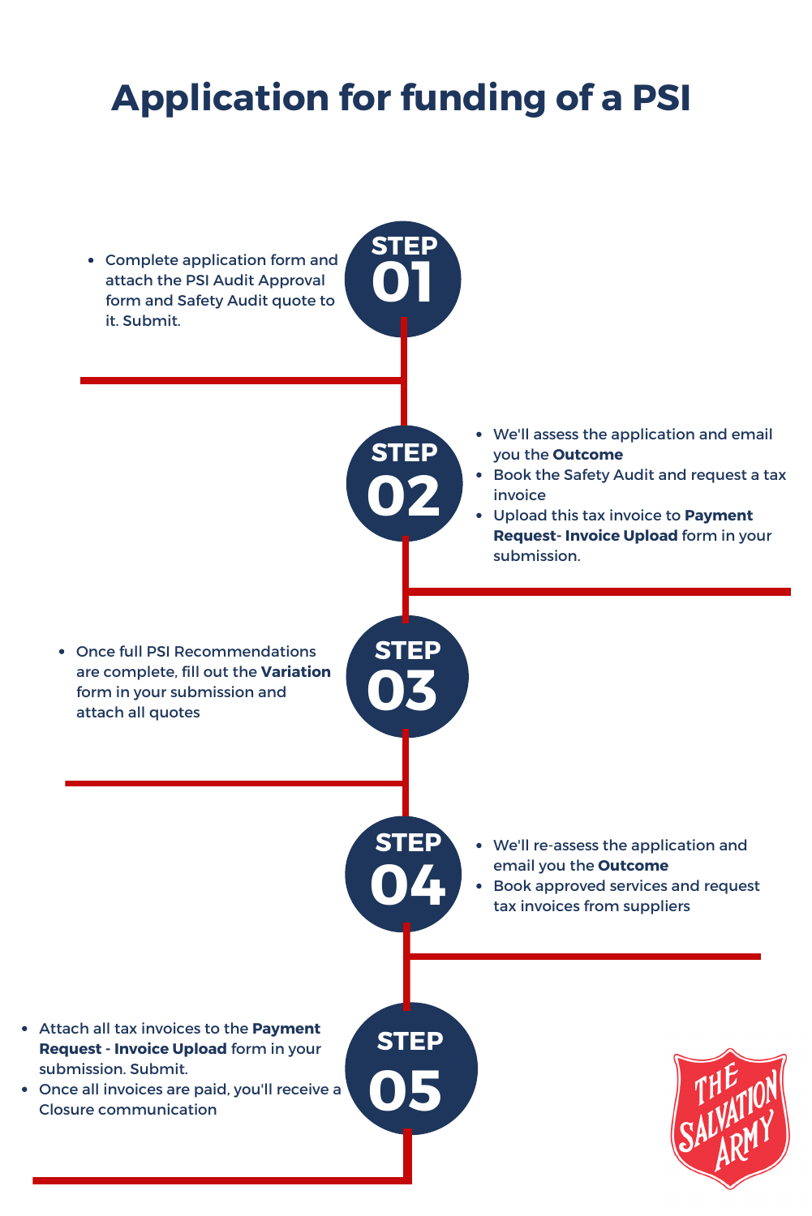# Application for funding of a PSI

## STEP 01

- Complete application form and attach the PSI Audit Approval form and Safety Audit quote to it. Submit.

## STEP 02

- We'll assess the application and email you the **Outcome**
- Book the Safety Audit and request a tax invoice
- Upload this tax invoice to **Payment Request- Invoice Upload** form in your submission.

## STEP 03

- Once full PSI Recommendations are complete, fill out the **Variation** form in your submission and attach all quotes

## STEP 04

- We'll re-assess the application and email you the **Outcome**
- Book approved services and request tax invoices from suppliers

## STEP 05

- Attach all tax invoices to the **Payment Request - Invoice Upload** form in your submission. Submit.
- Once all invoices are paid, you'll receive a Closure communication

THE SALVATION ARMY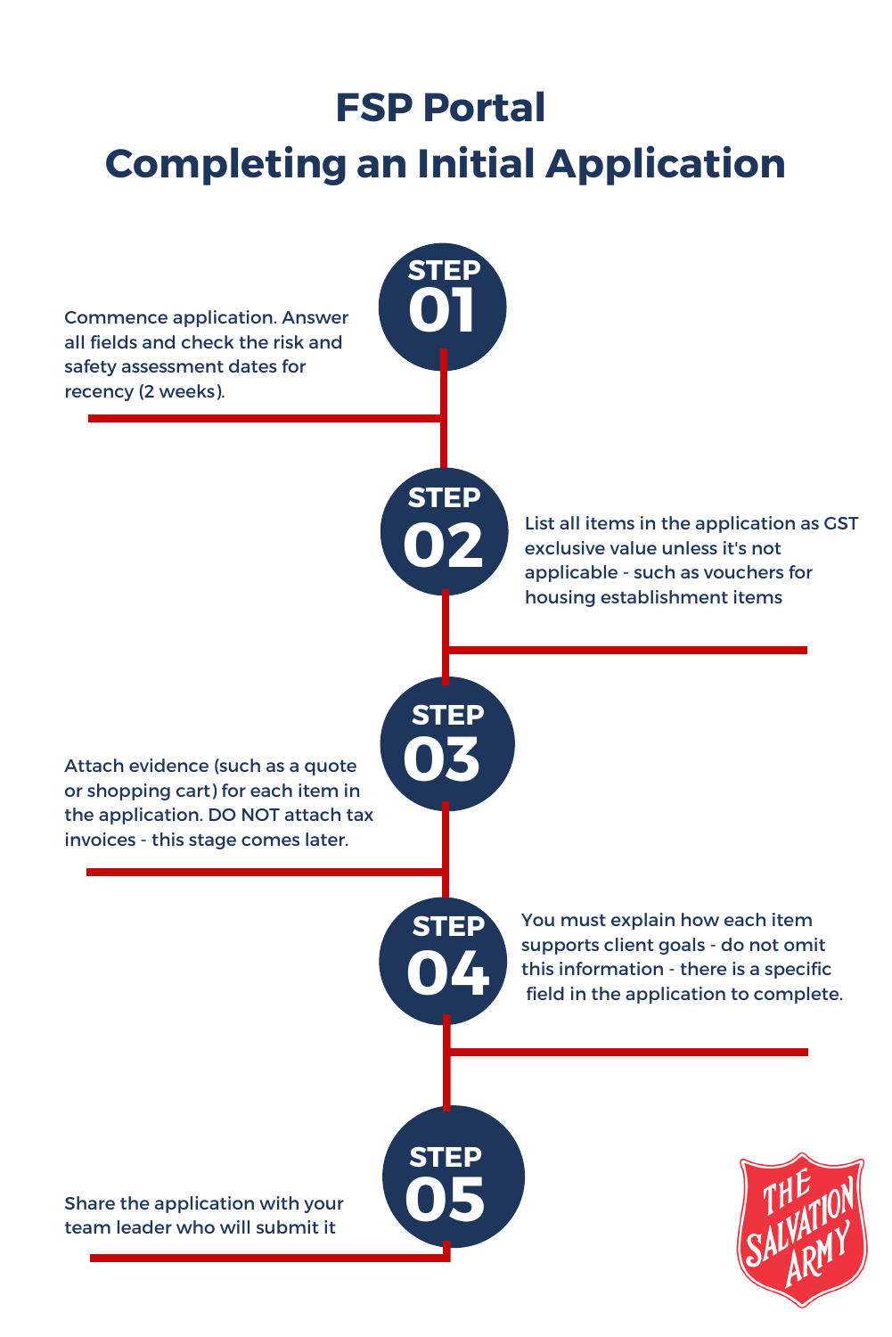# FSP Portal
# Completing an Initial Application

**STEP 01**

Commence application. Answer all fields and check the risk and safety assessment dates for recency (2 weeks).

**STEP 02**

List all items in the application as GST exclusive value unless it's not applicable - such as vouchers for housing establishment items

**STEP 03**

Attach evidence (such as a quote or shopping cart) for each item in the application. DO NOT attach tax invoices - this stage comes later.

**STEP 04**

You must explain how each item supports client goals - do not omit this information - there is a specific field in the application to complete.

**STEP 05**

Share the application with your team leader who will submit it

THE SALVATION ARMY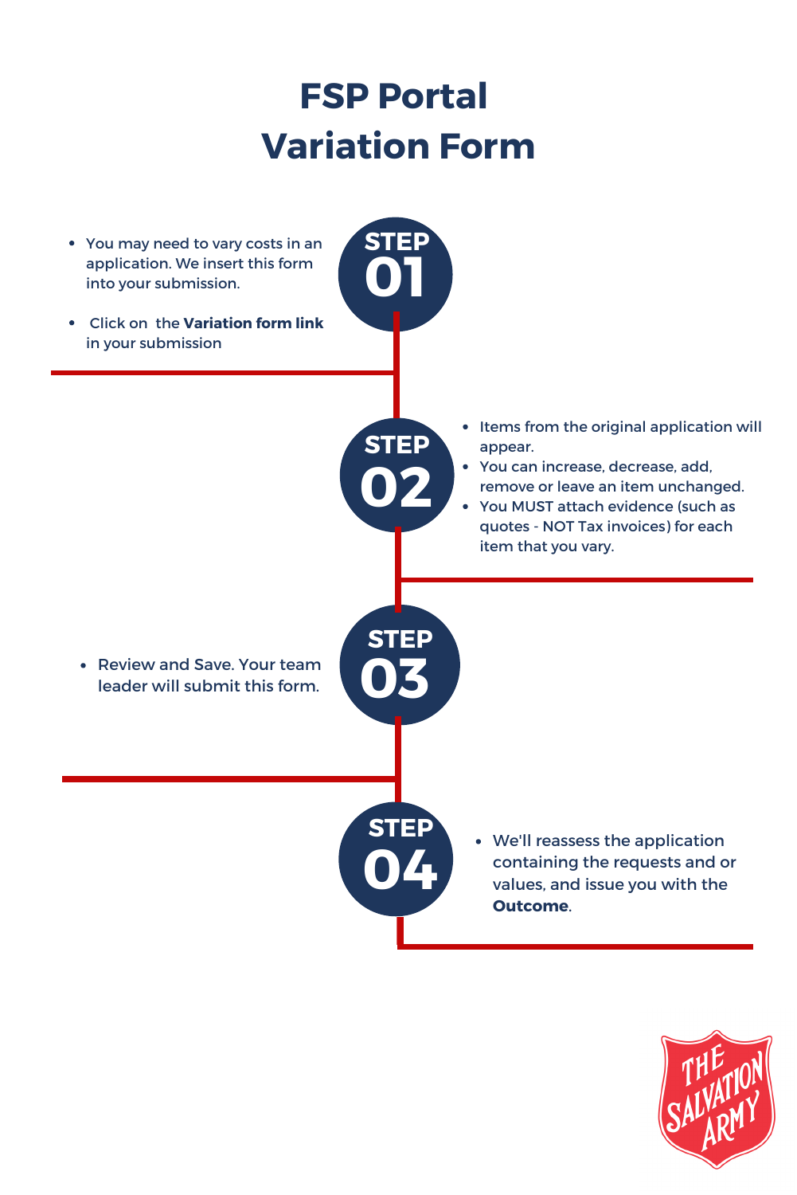# FSP Portal Variation Form

## STEP 01

- You may need to vary costs in an application. We insert this form into your submission.
- Click on the **Variation form link** in your submission

## STEP 02

- Items from the original application will appear.
- You can increase, decrease, add, remove or leave an item unchanged.
- You MUST attach evidence (such as quotes - NOT Tax invoices) for each item that you vary.

## STEP 03

- Review and Save. Your team leader will submit this form.

## STEP 04

- We'll reassess the application containing the requests and or values, and issue you with the **Outcome**.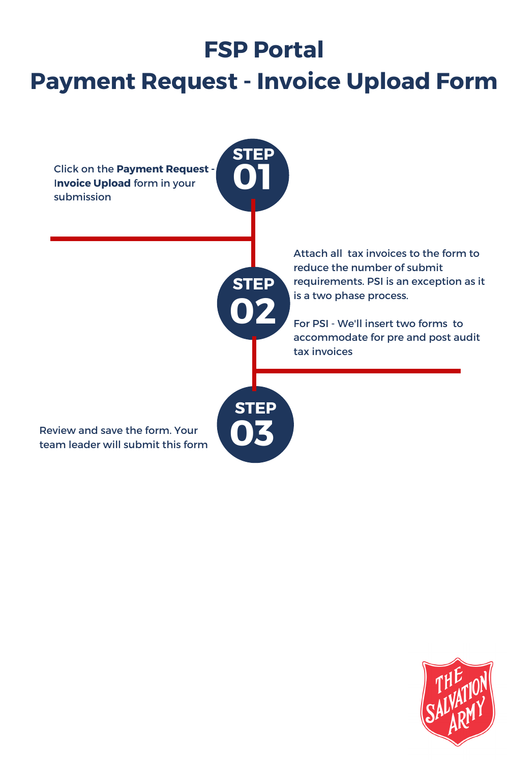# FSP Portal

# Payment Request - Invoice Upload Form

**STEP 01**

Click on the **Payment Request - Invoice Upload** form in your submission

**STEP 02**

Attach all tax invoices to the form to reduce the number of submit requirements. PSI is an exception as it is a two phase process.

For PSI - We'll insert two forms to accommodate for pre and post audit tax invoices

**STEP 03**

Review and save the form. Your team leader will submit this form

THE SALVATION ARMY